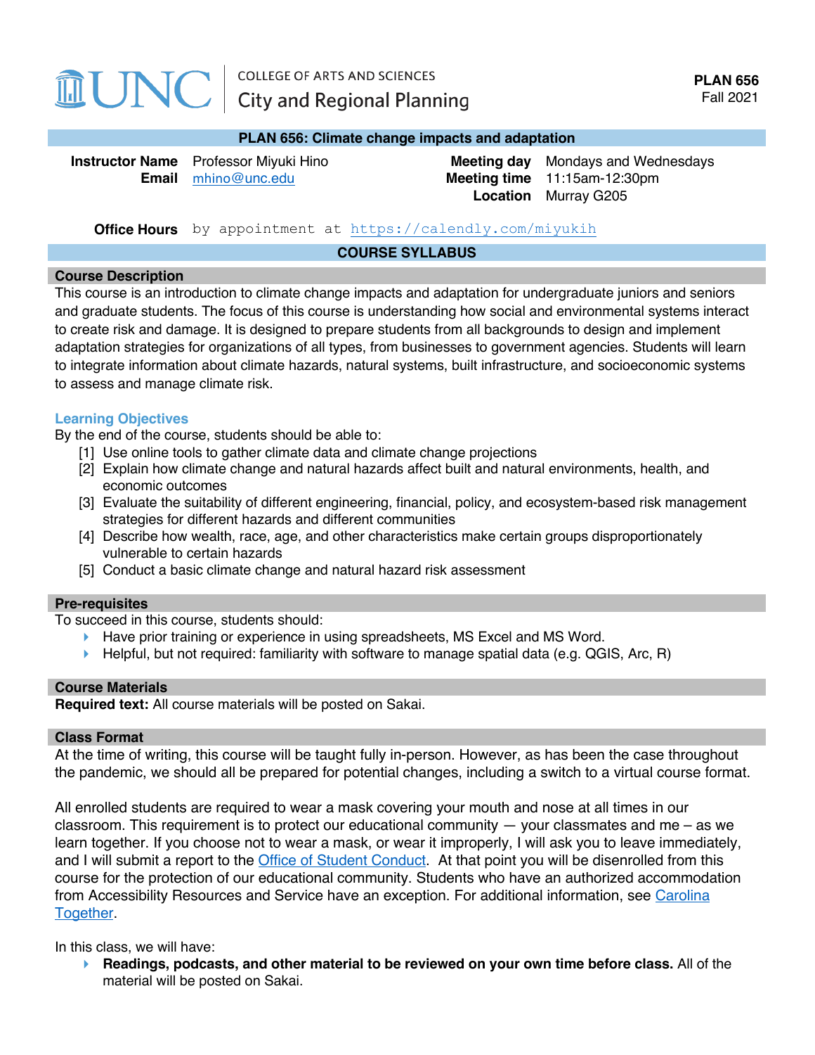UNC | COLLEGE OF ARTS AND SCIENCES
City and Regional Planning

**PLAN 656**
Fall 2021

## PLAN 656: Climate change impacts and adaptation

**Instructor Name** Professor Miyuki Hino
**Email** mhino@unc.edu

**Meeting day** Mondays and Wednesdays
**Meeting time** 11:15am-12:30pm
**Location** Murray G205

**Office Hours** by appointment at https://calendly.com/miyukih

## COURSE SYLLABUS

### Course Description

This course is an introduction to climate change impacts and adaptation for undergraduate juniors and seniors and graduate students. The focus of this course is understanding how social and environmental systems interact to create risk and damage. It is designed to prepare students from all backgrounds to design and implement adaptation strategies for organizations of all types, from businesses to government agencies. Students will learn to integrate information about climate hazards, natural systems, built infrastructure, and socioeconomic systems to assess and manage climate risk.

#### Learning Objectives

By the end of the course, students should be able to:

[1] Use online tools to gather climate data and climate change projections
[2] Explain how climate change and natural hazards affect built and natural environments, health, and economic outcomes
[3] Evaluate the suitability of different engineering, financial, policy, and ecosystem-based risk management strategies for different hazards and different communities
[4] Describe how wealth, race, age, and other characteristics make certain groups disproportionately vulnerable to certain hazards
[5] Conduct a basic climate change and natural hazard risk assessment

### Pre-requisites

To succeed in this course, students should:

- Have prior training or experience in using spreadsheets, MS Excel and MS Word.
- Helpful, but not required: familiarity with software to manage spatial data (e.g. QGIS, Arc, R)

### Course Materials

**Required text:** All course materials will be posted on Sakai.

### Class Format

At the time of writing, this course will be taught fully in-person. However, as has been the case throughout the pandemic, we should all be prepared for potential changes, including a switch to a virtual course format.

All enrolled students are required to wear a mask covering your mouth and nose at all times in our classroom. This requirement is to protect our educational community — your classmates and me – as we learn together. If you choose not to wear a mask, or wear it improperly, I will ask you to leave immediately, and I will submit a report to the Office of Student Conduct. At that point you will be disenrolled from this course for the protection of our educational community. Students who have an authorized accommodation from Accessibility Resources and Service have an exception. For additional information, see Carolina Together.

In this class, we will have:

- **Readings, podcasts, and other material to be reviewed on your own time before class.** All of the material will be posted on Sakai.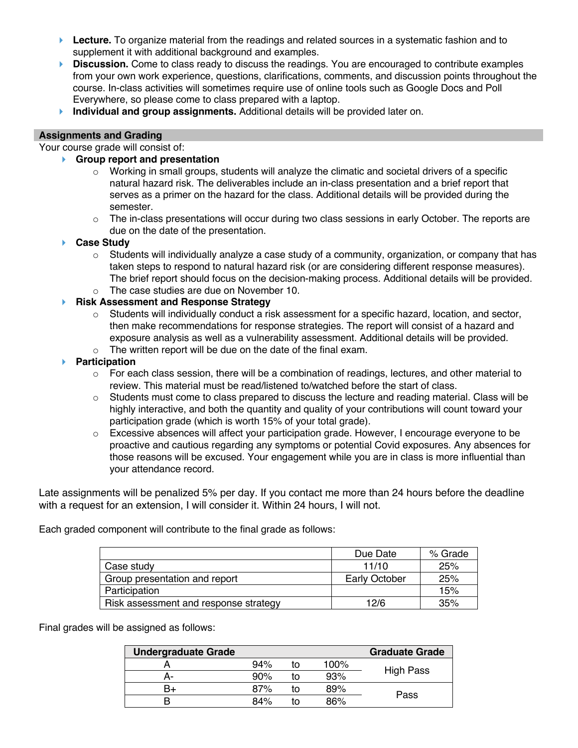- **Lecture.** To organize material from the readings and related sources in a systematic fashion and to supplement it with additional background and examples.
- **Discussion.** Come to class ready to discuss the readings. You are encouraged to contribute examples from your own work experience, questions, clarifications, comments, and discussion points throughout the course. In-class activities will sometimes require use of online tools such as Google Docs and Poll Everywhere, so please come to class prepared with a laptop.
- **Individual and group assignments.** Additional details will be provided later on.

## Assignments and Grading

Your course grade will consist of:

- **Group report and presentation**
  - Working in small groups, students will analyze the climatic and societal drivers of a specific natural hazard risk. The deliverables include an in-class presentation and a brief report that serves as a primer on the hazard for the class. Additional details will be provided during the semester.
  - The in-class presentations will occur during two class sessions in early October. The reports are due on the date of the presentation.
- **Case Study**
  - Students will individually analyze a case study of a community, organization, or company that has taken steps to respond to natural hazard risk (or are considering different response measures). The brief report should focus on the decision-making process. Additional details will be provided.
  - The case studies are due on November 10.
- **Risk Assessment and Response Strategy**
  - Students will individually conduct a risk assessment for a specific hazard, location, and sector, then make recommendations for response strategies. The report will consist of a hazard and exposure analysis as well as a vulnerability assessment. Additional details will be provided.
  - The written report will be due on the date of the final exam.
- **Participation**
  - For each class session, there will be a combination of readings, lectures, and other material to review. This material must be read/listened to/watched before the start of class.
  - Students must come to class prepared to discuss the lecture and reading material. Class will be highly interactive, and both the quantity and quality of your contributions will count toward your participation grade (which is worth 15% of your total grade).
  - Excessive absences will affect your participation grade. However, I encourage everyone to be proactive and cautious regarding any symptoms or potential Covid exposures. Any absences for those reasons will be excused. Your engagement while you are in class is more influential than your attendance record.

Late assignments will be penalized 5% per day. If you contact me more than 24 hours before the deadline with a request for an extension, I will consider it. Within 24 hours, I will not.

Each graded component will contribute to the final grade as follows:

| | Due Date | % Grade |
|---|---|---|
| Case study | 11/10 | 25% |
| Group presentation and report | Early October | 25% |
| Participation | | 15% |
| Risk assessment and response strategy | 12/6 | 35% |

Final grades will be assigned as follows:

| Undergraduate Grade | | | | Graduate Grade |
|---|---|---|---|---|
| A | 94% | to | 100% | High Pass |
| A- | 90% | to | 93% | |
| B+ | 87% | to | 89% | Pass |
| B | 84% | to | 86% | |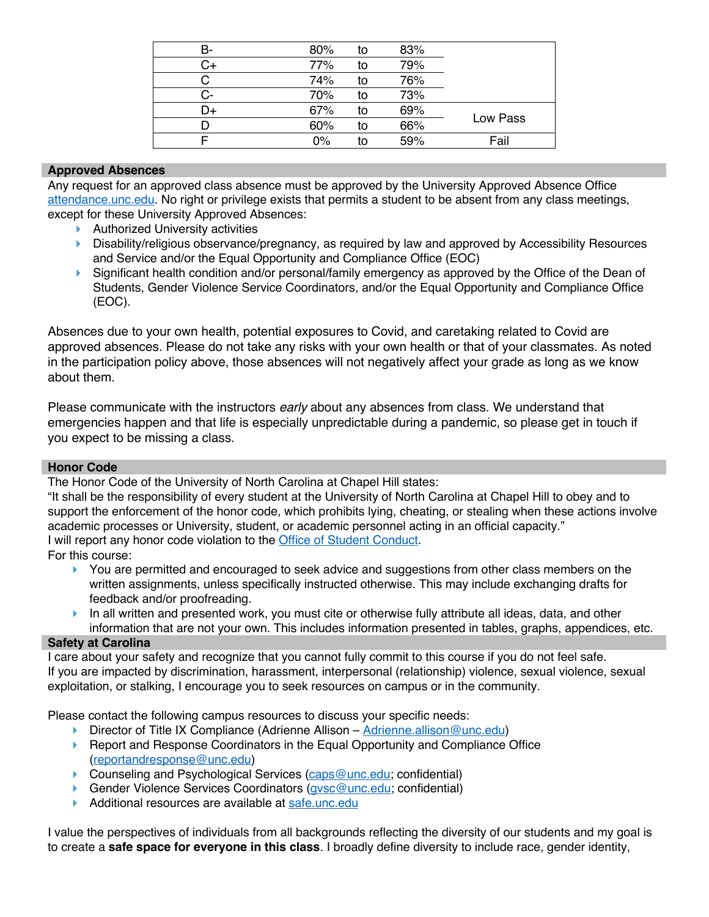| | | | | |
|---|---|---|---|---|
| B- | 80% | to | 83% | |
| C+ | 77% | to | 79% | |
| C | 74% | to | 76% | |
| C- | 70% | to | 73% | |
| D+ | 67% | to | 69% | Low Pass |
| D | 60% | to | 66% | |
| F | 0% | to | 59% | Fail |

## Approved Absences

Any request for an approved class absence must be approved by the University Approved Absence Office attendance.unc.edu. No right or privilege exists that permits a student to be absent from any class meetings, except for these University Approved Absences:

- Authorized University activities
- Disability/religious observance/pregnancy, as required by law and approved by Accessibility Resources and Service and/or the Equal Opportunity and Compliance Office (EOC)
- Significant health condition and/or personal/family emergency as approved by the Office of the Dean of Students, Gender Violence Service Coordinators, and/or the Equal Opportunity and Compliance Office (EOC).

Absences due to your own health, potential exposures to Covid, and caretaking related to Covid are approved absences. Please do not take any risks with your own health or that of your classmates. As noted in the participation policy above, those absences will not negatively affect your grade as long as we know about them.

Please communicate with the instructors *early* about any absences from class. We understand that emergencies happen and that life is especially unpredictable during a pandemic, so please get in touch if you expect to be missing a class.

## Honor Code

The Honor Code of the University of North Carolina at Chapel Hill states:
"It shall be the responsibility of every student at the University of North Carolina at Chapel Hill to obey and to support the enforcement of the honor code, which prohibits lying, cheating, or stealing when these actions involve academic processes or University, student, or academic personnel acting in an official capacity."
I will report any honor code violation to the Office of Student Conduct.
For this course:

- You are permitted and encouraged to seek advice and suggestions from other class members on the written assignments, unless specifically instructed otherwise. This may include exchanging drafts for feedback and/or proofreading.
- In all written and presented work, you must cite or otherwise fully attribute all ideas, data, and other information that are not your own. This includes information presented in tables, graphs, appendices, etc.

## Safety at Carolina

I care about your safety and recognize that you cannot fully commit to this course if you do not feel safe. If you are impacted by discrimination, harassment, interpersonal (relationship) violence, sexual violence, sexual exploitation, or stalking, I encourage you to seek resources on campus or in the community.

Please contact the following campus resources to discuss your specific needs:

- Director of Title IX Compliance (Adrienne Allison – Adrienne.allison@unc.edu)
- Report and Response Coordinators in the Equal Opportunity and Compliance Office (reportandresponse@unc.edu)
- Counseling and Psychological Services (caps@unc.edu; confidential)
- Gender Violence Services Coordinators (gvsc@unc.edu; confidential)
- Additional resources are available at safe.unc.edu

I value the perspectives of individuals from all backgrounds reflecting the diversity of our students and my goal is to create a **safe space for everyone in this class**. I broadly define diversity to include race, gender identity,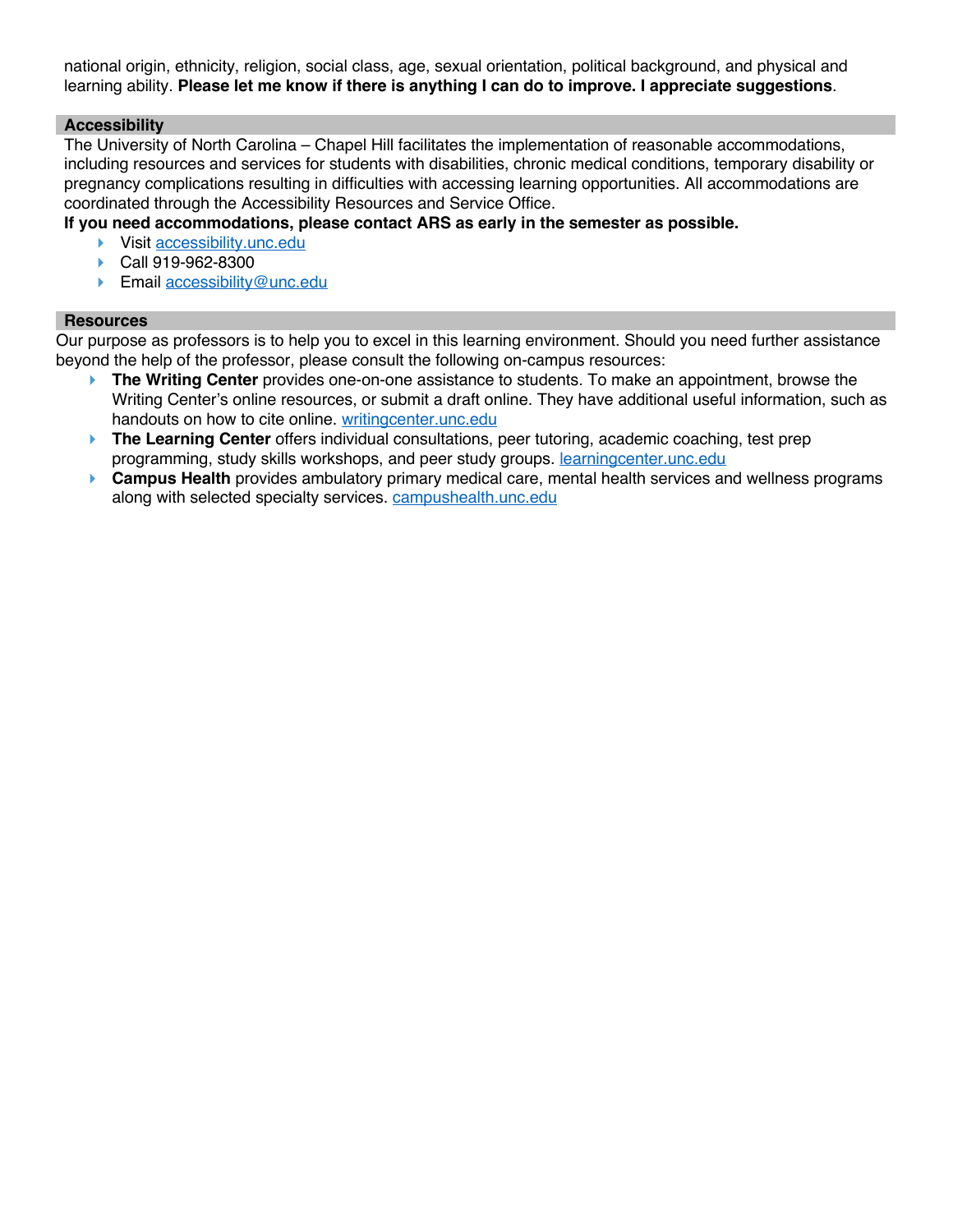national origin, ethnicity, religion, social class, age, sexual orientation, political background, and physical and learning ability. **Please let me know if there is anything I can do to improve. I appreciate suggestions**.

## Accessibility

The University of North Carolina – Chapel Hill facilitates the implementation of reasonable accommodations, including resources and services for students with disabilities, chronic medical conditions, temporary disability or pregnancy complications resulting in difficulties with accessing learning opportunities. All accommodations are coordinated through the Accessibility Resources and Service Office.

**If you need accommodations, please contact ARS as early in the semester as possible.**

- Visit accessibility.unc.edu
- Call 919-962-8300
- Email accessibility@unc.edu

## Resources

Our purpose as professors is to help you to excel in this learning environment. Should you need further assistance beyond the help of the professor, please consult the following on-campus resources:

- **The Writing Center** provides one-on-one assistance to students. To make an appointment, browse the Writing Center's online resources, or submit a draft online. They have additional useful information, such as handouts on how to cite online. writingcenter.unc.edu
- **The Learning Center** offers individual consultations, peer tutoring, academic coaching, test prep programming, study skills workshops, and peer study groups. learningcenter.unc.edu
- **Campus Health** provides ambulatory primary medical care, mental health services and wellness programs along with selected specialty services. campushealth.unc.edu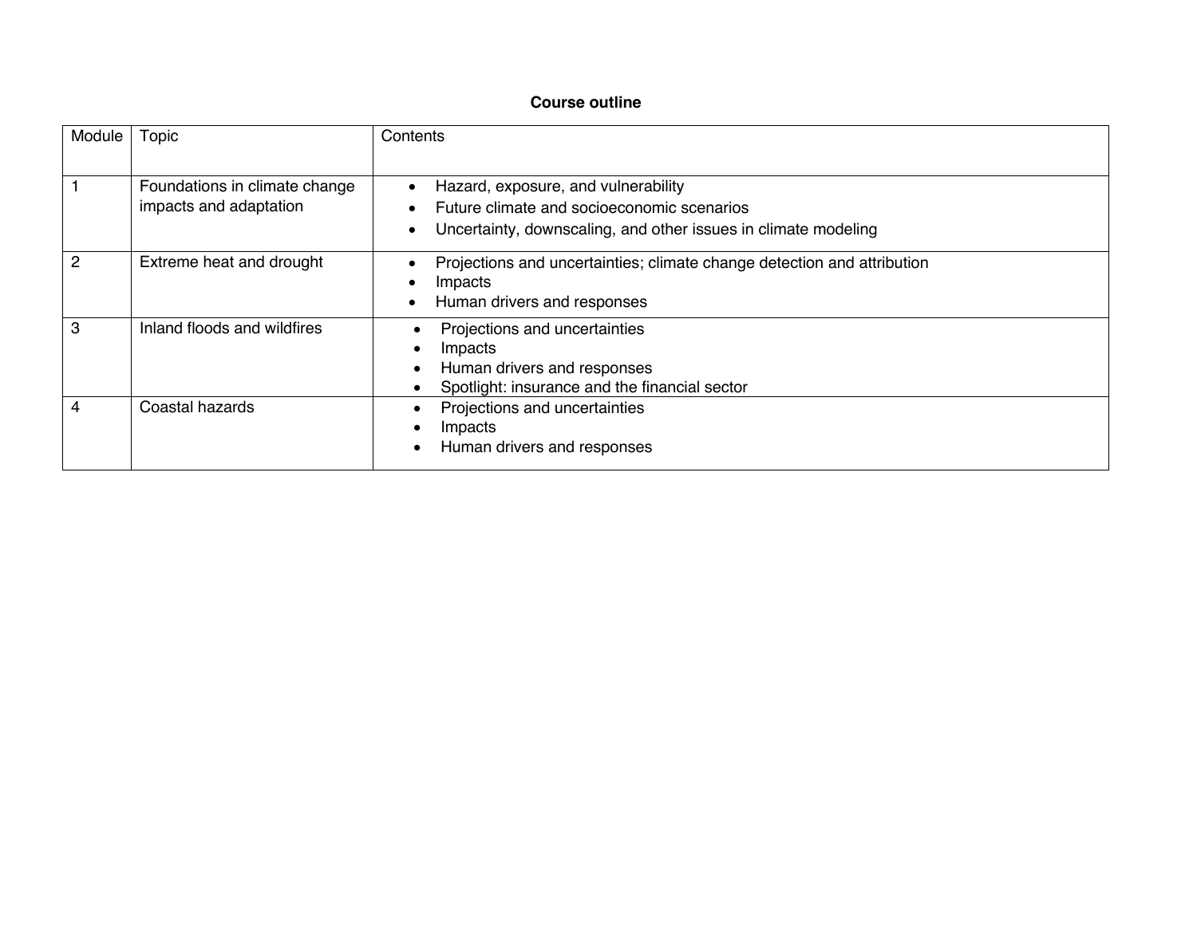**Course outline**

| Module | Topic | Contents |
|---|---|---|
| 1 | Foundations in climate change impacts and adaptation | • Hazard, exposure, and vulnerability<br>• Future climate and socioeconomic scenarios<br>• Uncertainty, downscaling, and other issues in climate modeling |
| 2 | Extreme heat and drought | • Projections and uncertainties; climate change detection and attribution<br>• Impacts<br>• Human drivers and responses |
| 3 | Inland floods and wildfires | • Projections and uncertainties<br>• Impacts<br>• Human drivers and responses<br>• Spotlight: insurance and the financial sector |
| 4 | Coastal hazards | • Projections and uncertainties<br>• Impacts<br>• Human drivers and responses |